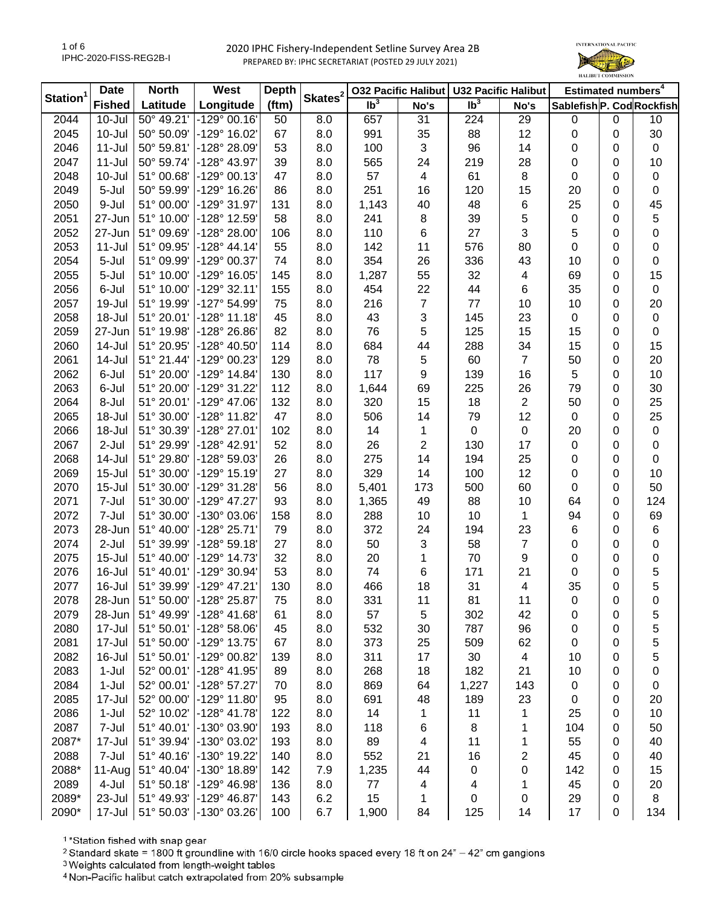# 2020 IPHC Fishery-Independent Setline Survey Area 2B

PREPARED BY: IPHC SECRETARIAT (POSTED 29 JULY 2021)

| Station[1] | Date | North | West | Depth | Skates[2] | O32 Pacific Halibut | | U32 Pacific Halibut | | Estimated numbers[4] | | |
|---|---|---|---|---|---|---|---|---|---|---|---|---|
| | Fished | Latitude | Longitude | (ftm) | | lb[3] | No's | lb[3] | No's | Sablefish | P. Cod | Rockfish |
| 2044 | 10-Jul | 50° 49.21' | -129° 00.16' | 50 | 8.0 | 657 | 31 | 224 | 29 | 0 | 0 | 10 |
| 2045 | 10-Jul | 50° 50.09' | -129° 16.02' | 67 | 8.0 | 991 | 35 | 88 | 12 | 0 | 0 | 30 |
| 2046 | 11-Jul | 50° 59.81' | -128° 28.09' | 53 | 8.0 | 100 | 3 | 96 | 14 | 0 | 0 | 0 |
| 2047 | 11-Jul | 50° 59.74' | -128° 43.97' | 39 | 8.0 | 565 | 24 | 219 | 28 | 0 | 0 | 10 |
| 2048 | 10-Jul | 51° 00.68' | -129° 00.13' | 47 | 8.0 | 57 | 4 | 61 | 8 | 0 | 0 | 0 |
| 2049 | 5-Jul | 50° 59.99' | -129° 16.26' | 86 | 8.0 | 251 | 16 | 120 | 15 | 20 | 0 | 0 |
| 2050 | 9-Jul | 51° 00.00' | -129° 31.97' | 131 | 8.0 | 1,143 | 40 | 48 | 6 | 25 | 0 | 45 |
| 2051 | 27-Jun | 51° 10.00' | -128° 12.59' | 58 | 8.0 | 241 | 8 | 39 | 5 | 0 | 0 | 5 |
| 2052 | 27-Jun | 51° 09.69' | -128° 28.00' | 106 | 8.0 | 110 | 6 | 27 | 3 | 5 | 0 | 0 |
| 2053 | 11-Jul | 51° 09.95' | -128° 44.14' | 55 | 8.0 | 142 | 11 | 576 | 80 | 0 | 0 | 0 |
| 2054 | 5-Jul | 51° 09.99' | -129° 00.37' | 74 | 8.0 | 354 | 26 | 336 | 43 | 10 | 0 | 0 |
| 2055 | 5-Jul | 51° 10.00' | -129° 16.05' | 145 | 8.0 | 1,287 | 55 | 32 | 4 | 69 | 0 | 15 |
| 2056 | 6-Jul | 51° 10.00' | -129° 32.11' | 155 | 8.0 | 454 | 22 | 44 | 6 | 35 | 0 | 0 |
| 2057 | 19-Jul | 51° 19.99' | -127° 54.99' | 75 | 8.0 | 216 | 7 | 77 | 10 | 10 | 0 | 20 |
| 2058 | 18-Jul | 51° 20.01' | -128° 11.18' | 45 | 8.0 | 43 | 3 | 145 | 23 | 0 | 0 | 0 |
| 2059 | 27-Jun | 51° 19.98' | -128° 26.86' | 82 | 8.0 | 76 | 5 | 125 | 15 | 15 | 0 | 0 |
| 2060 | 14-Jul | 51° 20.95' | -128° 40.50' | 114 | 8.0 | 684 | 44 | 288 | 34 | 15 | 0 | 15 |
| 2061 | 14-Jul | 51° 21.44' | -129° 00.23' | 129 | 8.0 | 78 | 5 | 60 | 7 | 50 | 0 | 20 |
| 2062 | 6-Jul | 51° 20.00' | -129° 14.84' | 130 | 8.0 | 117 | 9 | 139 | 16 | 5 | 0 | 10 |
| 2063 | 6-Jul | 51° 20.00' | -129° 31.22' | 112 | 8.0 | 1,644 | 69 | 225 | 26 | 79 | 0 | 30 |
| 2064 | 8-Jul | 51° 20.01' | -129° 47.06' | 132 | 8.0 | 320 | 15 | 18 | 2 | 50 | 0 | 25 |
| 2065 | 18-Jul | 51° 30.00' | -128° 11.82' | 47 | 8.0 | 506 | 14 | 79 | 12 | 0 | 0 | 25 |
| 2066 | 18-Jul | 51° 30.39' | -128° 27.01' | 102 | 8.0 | 14 | 1 | 0 | 0 | 20 | 0 | 0 |
| 2067 | 2-Jul | 51° 29.99' | -128° 42.91' | 52 | 8.0 | 26 | 2 | 130 | 17 | 0 | 0 | 0 |
| 2068 | 14-Jul | 51° 29.80' | -128° 59.03' | 26 | 8.0 | 275 | 14 | 194 | 25 | 0 | 0 | 0 |
| 2069 | 15-Jul | 51° 30.00' | -129° 15.19' | 27 | 8.0 | 329 | 14 | 100 | 12 | 0 | 0 | 10 |
| 2070 | 15-Jul | 51° 30.00' | -129° 31.28' | 56 | 8.0 | 5,401 | 173 | 500 | 60 | 0 | 0 | 50 |
| 2071 | 7-Jul | 51° 30.00' | -129° 47.27' | 93 | 8.0 | 1,365 | 49 | 88 | 10 | 64 | 0 | 124 |
| 2072 | 7-Jul | 51° 30.00' | -130° 03.06' | 158 | 8.0 | 288 | 10 | 10 | 1 | 94 | 0 | 69 |
| 2073 | 28-Jun | 51° 40.00' | -128° 25.71' | 79 | 8.0 | 372 | 24 | 194 | 23 | 6 | 0 | 6 |
| 2074 | 2-Jul | 51° 39.99' | -128° 59.18' | 27 | 8.0 | 50 | 3 | 58 | 7 | 0 | 0 | 0 |
| 2075 | 15-Jul | 51° 40.00' | -129° 14.73' | 32 | 8.0 | 20 | 1 | 70 | 9 | 0 | 0 | 0 |
| 2076 | 16-Jul | 51° 40.01' | -129° 30.94' | 53 | 8.0 | 74 | 6 | 171 | 21 | 0 | 0 | 5 |
| 2077 | 16-Jul | 51° 39.99' | -129° 47.21' | 130 | 8.0 | 466 | 18 | 31 | 4 | 35 | 0 | 5 |
| 2078 | 28-Jun | 51° 50.00' | -128° 25.87' | 75 | 8.0 | 331 | 11 | 81 | 11 | 0 | 0 | 0 |
| 2079 | 28-Jun | 51° 49.99' | -128° 41.68' | 61 | 8.0 | 57 | 5 | 302 | 42 | 0 | 0 | 5 |
| 2080 | 17-Jul | 51° 50.01' | -128° 58.06' | 45 | 8.0 | 532 | 30 | 787 | 96 | 0 | 0 | 5 |
| 2081 | 17-Jul | 51° 50.00' | -129° 13.75' | 67 | 8.0 | 373 | 25 | 509 | 62 | 0 | 0 | 5 |
| 2082 | 16-Jul | 51° 50.01' | -129° 00.82' | 139 | 8.0 | 311 | 17 | 30 | 4 | 10 | 0 | 5 |
| 2083 | 1-Jul | 52° 00.01' | -128° 41.95' | 89 | 8.0 | 268 | 18 | 182 | 21 | 10 | 0 | 0 |
| 2084 | 1-Jul | 52° 00.01' | -128° 57.27' | 70 | 8.0 | 869 | 64 | 1,227 | 143 | 0 | 0 | 0 |
| 2085 | 17-Jul | 52° 00.00' | -129° 11.80' | 95 | 8.0 | 691 | 48 | 189 | 23 | 0 | 0 | 20 |
| 2086 | 1-Jul | 52° 10.02' | -128° 41.78' | 122 | 8.0 | 14 | 1 | 11 | 1 | 25 | 0 | 10 |
| 2087 | 7-Jul | 51° 40.01' | -130° 03.90' | 193 | 8.0 | 118 | 6 | 8 | 1 | 104 | 0 | 50 |
| 2087* | 17-Jul | 51° 39.94' | -130° 03.02' | 193 | 8.0 | 89 | 4 | 11 | 1 | 55 | 0 | 40 |
| 2088 | 7-Jul | 51° 40.16' | -130° 19.22' | 140 | 8.0 | 552 | 21 | 16 | 2 | 45 | 0 | 40 |
| 2088* | 11-Aug | 51° 40.04' | -130° 18.89' | 142 | 7.9 | 1,235 | 44 | 0 | 0 | 142 | 0 | 15 |
| 2089 | 4-Jul | 51° 50.18' | -129° 46.98' | 136 | 8.0 | 77 | 4 | 4 | 1 | 45 | 0 | 20 |
| 2089* | 23-Jul | 51° 49.93' | -129° 46.87' | 143 | 6.2 | 15 | 1 | 0 | 0 | 29 | 0 | 8 |
| 2090* | 17-Jul | 51° 50.03' | -130° 03.26' | 100 | 6.7 | 1,900 | 84 | 125 | 14 | 17 | 0 | 134 |

[1] *Station fished with snap gear

[2] Standard skate = 1800 ft groundline with 16/0 circle hooks spaced every 18 ft on 24" – 42" cm gangions

[3] Weights calculated from length-weight tables

[4] Non-Pacific halibut catch extrapolated from 20% subsample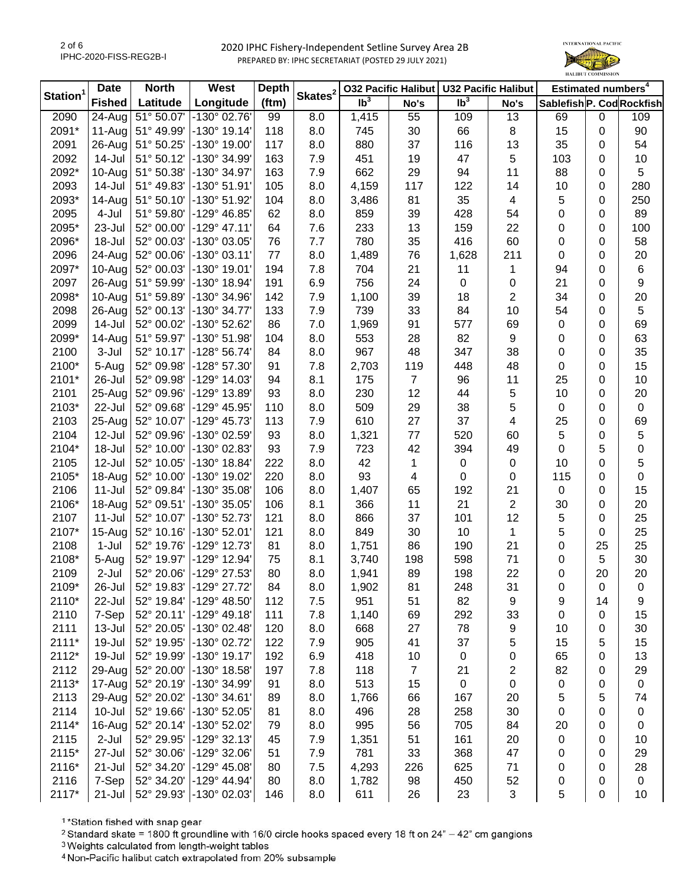# 2020 IPHC Fishery-Independent Setline Survey Area 2B

PREPARED BY: IPHC SECRETARIAT (POSTED 29 JULY 2021)

| Station[1] | Date Fished | North Latitude | West Longitude | Depth (ftm) | Skates[2] | O32 Pacific Halibut lb[3] | O32 Pacific Halibut No's | U32 Pacific Halibut lb[3] | U32 Pacific Halibut No's | Estimated numbers[4] Sablefish | Estimated numbers[4] P. Cod | Estimated numbers[4] Rockfish |
|---|---|---|---|---|---|---|---|---|---|---|---|---|
| 2090 | 24-Aug | 51° 50.07' | -130° 02.76' | 99 | 8.0 | 1,415 | 55 | 109 | 13 | 69 | 0 | 109 |
| 2091* | 11-Aug | 51° 49.99' | -130° 19.14' | 118 | 8.0 | 745 | 30 | 66 | 8 | 15 | 0 | 90 |
| 2091 | 26-Aug | 51° 50.25' | -130° 19.00' | 117 | 8.0 | 880 | 37 | 116 | 13 | 35 | 0 | 54 |
| 2092 | 14-Jul | 51° 50.12' | -130° 34.99' | 163 | 7.9 | 451 | 19 | 47 | 5 | 103 | 0 | 10 |
| 2092* | 10-Aug | 51° 50.38' | -130° 34.97' | 163 | 7.9 | 662 | 29 | 94 | 11 | 88 | 0 | 5 |
| 2093 | 14-Jul | 51° 49.83' | -130° 51.91' | 105 | 8.0 | 4,159 | 117 | 122 | 14 | 10 | 0 | 280 |
| 2093* | 14-Aug | 51° 50.10' | -130° 51.92' | 104 | 8.0 | 3,486 | 81 | 35 | 4 | 5 | 0 | 250 |
| 2095 | 4-Jul | 51° 59.80' | -129° 46.85' | 62 | 8.0 | 859 | 39 | 428 | 54 | 0 | 0 | 89 |
| 2095* | 23-Jul | 52° 00.00' | -129° 47.11' | 64 | 7.6 | 233 | 13 | 159 | 22 | 0 | 0 | 100 |
| 2096* | 18-Jul | 52° 00.03' | -130° 03.05' | 76 | 7.7 | 780 | 35 | 416 | 60 | 0 | 0 | 58 |
| 2096 | 24-Aug | 52° 00.06' | -130° 03.11' | 77 | 8.0 | 1,489 | 76 | 1,628 | 211 | 0 | 0 | 20 |
| 2097* | 10-Aug | 52° 00.03' | -130° 19.01' | 194 | 7.8 | 704 | 21 | 11 | 1 | 94 | 0 | 6 |
| 2097 | 26-Aug | 51° 59.99' | -130° 18.94' | 191 | 6.9 | 756 | 24 | 0 | 0 | 21 | 0 | 9 |
| 2098* | 10-Aug | 51° 59.89' | -130° 34.96' | 142 | 7.9 | 1,100 | 39 | 18 | 2 | 34 | 0 | 20 |
| 2098 | 26-Aug | 52° 00.13' | -130° 34.77' | 133 | 7.9 | 739 | 33 | 84 | 10 | 54 | 0 | 5 |
| 2099 | 14-Jul | 52° 00.02' | -130° 52.62' | 86 | 7.0 | 1,969 | 91 | 577 | 69 | 0 | 0 | 69 |
| 2099* | 14-Aug | 51° 59.97' | -130° 51.98' | 104 | 8.0 | 553 | 28 | 82 | 9 | 0 | 0 | 63 |
| 2100 | 3-Jul | 52° 10.17' | -128° 56.74' | 84 | 8.0 | 967 | 48 | 347 | 38 | 0 | 0 | 35 |
| 2100* | 5-Aug | 52° 09.98' | -128° 57.30' | 91 | 7.8 | 2,703 | 119 | 448 | 48 | 0 | 0 | 15 |
| 2101* | 26-Jul | 52° 09.98' | -129° 14.03' | 94 | 8.1 | 175 | 7 | 96 | 11 | 25 | 0 | 10 |
| 2101 | 25-Aug | 52° 09.96' | -129° 13.89' | 93 | 8.0 | 230 | 12 | 44 | 5 | 10 | 0 | 20 |
| 2103* | 22-Jul | 52° 09.68' | -129° 45.95' | 110 | 8.0 | 509 | 29 | 38 | 5 | 0 | 0 | 0 |
| 2103 | 25-Aug | 52° 10.07' | -129° 45.73' | 113 | 7.9 | 610 | 27 | 37 | 4 | 25 | 0 | 69 |
| 2104 | 12-Jul | 52° 09.96' | -130° 02.59' | 93 | 8.0 | 1,321 | 77 | 520 | 60 | 5 | 0 | 5 |
| 2104* | 18-Jul | 52° 10.00' | -130° 02.83' | 93 | 7.9 | 723 | 42 | 394 | 49 | 0 | 5 | 0 |
| 2105 | 12-Jul | 52° 10.05' | -130° 18.84' | 222 | 8.0 | 42 | 1 | 0 | 0 | 10 | 0 | 5 |
| 2105* | 18-Aug | 52° 10.00' | -130° 19.02' | 220 | 8.0 | 93 | 4 | 0 | 0 | 115 | 0 | 0 |
| 2106 | 11-Jul | 52° 09.84' | -130° 35.08' | 106 | 8.0 | 1,407 | 65 | 192 | 21 | 0 | 0 | 15 |
| 2106* | 18-Aug | 52° 09.51' | -130° 35.05' | 106 | 8.1 | 366 | 11 | 21 | 2 | 30 | 0 | 20 |
| 2107 | 11-Jul | 52° 10.07' | -130° 52.73' | 121 | 8.0 | 866 | 37 | 101 | 12 | 5 | 0 | 25 |
| 2107* | 15-Aug | 52° 10.16' | -130° 52.01' | 121 | 8.0 | 849 | 30 | 10 | 1 | 5 | 0 | 25 |
| 2108 | 1-Jul | 52° 19.76' | -129° 12.73' | 81 | 8.0 | 1,751 | 86 | 190 | 21 | 0 | 25 | 25 |
| 2108* | 5-Aug | 52° 19.97' | -129° 12.94' | 75 | 8.1 | 3,740 | 198 | 598 | 71 | 0 | 5 | 30 |
| 2109 | 2-Jul | 52° 20.06' | -129° 27.53' | 80 | 8.0 | 1,941 | 89 | 198 | 22 | 0 | 20 | 20 |
| 2109* | 26-Jul | 52° 19.83' | -129° 27.72' | 84 | 8.0 | 1,902 | 81 | 248 | 31 | 0 | 0 | 0 |
| 2110* | 22-Jul | 52° 19.84' | -129° 48.50' | 112 | 7.5 | 951 | 51 | 82 | 9 | 9 | 14 | 9 |
| 2110 | 7-Sep | 52° 20.11' | -129° 49.18' | 111 | 7.8 | 1,140 | 69 | 292 | 33 | 0 | 0 | 15 |
| 2111 | 13-Jul | 52° 20.05' | -130° 02.48' | 120 | 8.0 | 668 | 27 | 78 | 9 | 10 | 0 | 30 |
| 2111* | 19-Jul | 52° 19.95' | -130° 02.72' | 122 | 7.9 | 905 | 41 | 37 | 5 | 15 | 5 | 15 |
| 2112* | 19-Jul | 52° 19.99' | -130° 19.17' | 192 | 6.9 | 418 | 10 | 0 | 0 | 65 | 0 | 13 |
| 2112 | 29-Aug | 52° 20.00' | -130° 18.58' | 197 | 7.8 | 118 | 7 | 21 | 2 | 82 | 0 | 29 |
| 2113* | 17-Aug | 52° 20.19' | -130° 34.99' | 91 | 8.0 | 513 | 15 | 0 | 0 | 0 | 0 | 0 |
| 2113 | 29-Aug | 52° 20.02' | -130° 34.61' | 89 | 8.0 | 1,766 | 66 | 167 | 20 | 5 | 5 | 74 |
| 2114 | 10-Jul | 52° 19.66' | -130° 52.05' | 81 | 8.0 | 496 | 28 | 258 | 30 | 0 | 0 | 0 |
| 2114* | 16-Aug | 52° 20.14' | -130° 52.02' | 79 | 8.0 | 995 | 56 | 705 | 84 | 20 | 0 | 0 |
| 2115 | 2-Jul | 52° 29.95' | -129° 32.13' | 45 | 7.9 | 1,351 | 51 | 161 | 20 | 0 | 0 | 10 |
| 2115* | 27-Jul | 52° 30.06' | -129° 32.06' | 51 | 7.9 | 781 | 33 | 368 | 47 | 0 | 0 | 29 |
| 2116* | 21-Jul | 52° 34.20' | -129° 45.08' | 80 | 7.5 | 4,293 | 226 | 625 | 71 | 0 | 0 | 28 |
| 2116 | 7-Sep | 52° 34.20' | -129° 44.94' | 80 | 8.0 | 1,782 | 98 | 450 | 52 | 0 | 0 | 0 |
| 2117* | 21-Jul | 52° 29.93' | -130° 02.03' | 146 | 8.0 | 611 | 26 | 23 | 3 | 5 | 0 | 10 |

[1] *Station fished with snap gear

[2] Standard skate = 1800 ft groundline with 16/0 circle hooks spaced every 18 ft on 24" – 42" cm gangions

[3] Weights calculated from length-weight tables

[4] Non-Pacific halibut catch extrapolated from 20% subsample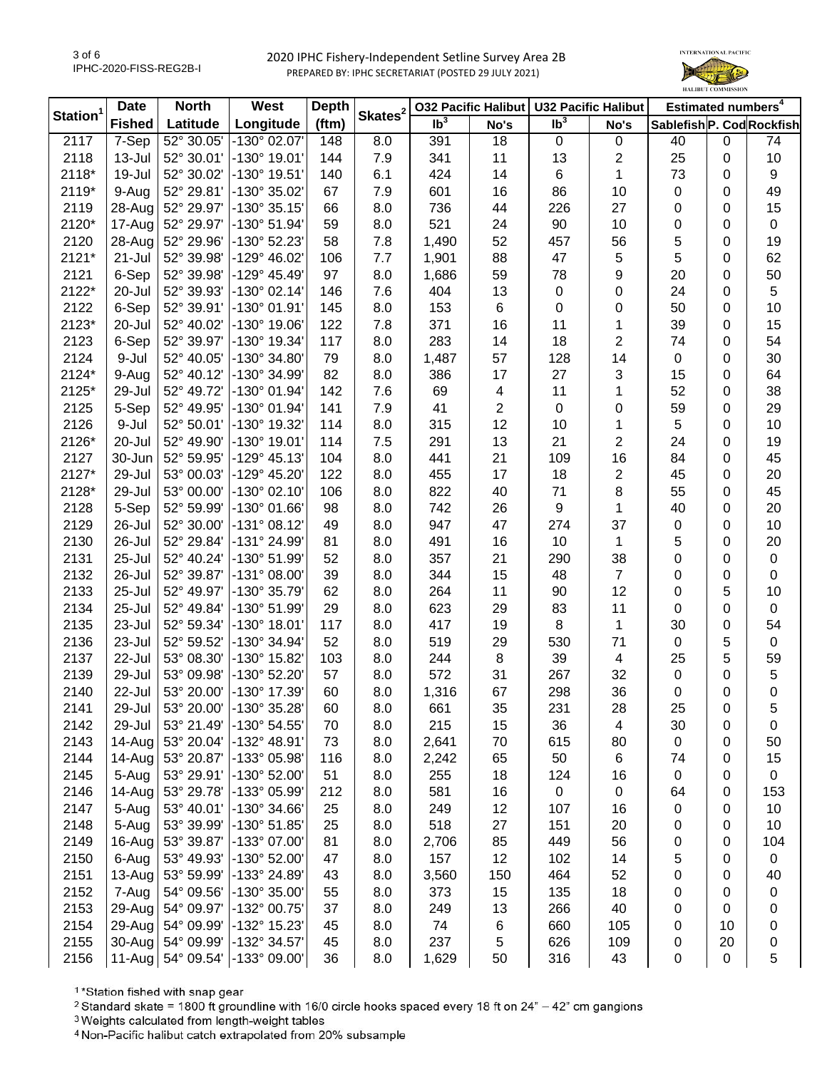# 2020 IPHC Fishery-Independent Setline Survey Area 2B

PREPARED BY: IPHC SECRETARIAT (POSTED 29 JULY 2021)

| Station[1] | Date Fished | North Latitude | West Longitude | Depth (ftm) | Skates[2] | O32 Pacific Halibut lb[3] | O32 Pacific Halibut No's | U32 Pacific Halibut lb[3] | U32 Pacific Halibut No's | Estimated numbers[4] Sablefish | Estimated numbers[4] P. Cod | Estimated numbers[4] Rockfish |
|---|---|---|---|---|---|---|---|---|---|---|---|---|
| 2117 | 7-Sep | 52° 30.05' | -130° 02.07' | 148 | 8.0 | 391 | 18 | 0 | 0 | 40 | 0 | 74 |
| 2118 | 13-Jul | 52° 30.01' | -130° 19.01' | 144 | 7.9 | 341 | 11 | 13 | 2 | 25 | 0 | 10 |
| 2118* | 19-Jul | 52° 30.02' | -130° 19.51' | 140 | 6.1 | 424 | 14 | 6 | 1 | 73 | 0 | 9 |
| 2119* | 9-Aug | 52° 29.81' | -130° 35.02' | 67 | 7.9 | 601 | 16 | 86 | 10 | 0 | 0 | 49 |
| 2119 | 28-Aug | 52° 29.97' | -130° 35.15' | 66 | 8.0 | 736 | 44 | 226 | 27 | 0 | 0 | 15 |
| 2120* | 17-Aug | 52° 29.97' | -130° 51.94' | 59 | 8.0 | 521 | 24 | 90 | 10 | 0 | 0 | 0 |
| 2120 | 28-Aug | 52° 29.96' | -130° 52.23' | 58 | 7.8 | 1,490 | 52 | 457 | 56 | 5 | 0 | 19 |
| 2121* | 21-Jul | 52° 39.98' | -129° 46.02' | 106 | 7.7 | 1,901 | 88 | 47 | 5 | 5 | 0 | 62 |
| 2121 | 6-Sep | 52° 39.98' | -129° 45.49' | 97 | 8.0 | 1,686 | 59 | 78 | 9 | 20 | 0 | 50 |
| 2122* | 20-Jul | 52° 39.93' | -130° 02.14' | 146 | 7.6 | 404 | 13 | 0 | 0 | 24 | 0 | 5 |
| 2122 | 6-Sep | 52° 39.91' | -130° 01.91' | 145 | 8.0 | 153 | 6 | 0 | 0 | 50 | 0 | 10 |
| 2123* | 20-Jul | 52° 40.02' | -130° 19.06' | 122 | 7.8 | 371 | 16 | 11 | 1 | 39 | 0 | 15 |
| 2123 | 6-Sep | 52° 39.97' | -130° 19.34' | 117 | 8.0 | 283 | 14 | 18 | 2 | 74 | 0 | 54 |
| 2124 | 9-Jul | 52° 40.05' | -130° 34.80' | 79 | 8.0 | 1,487 | 57 | 128 | 14 | 0 | 0 | 30 |
| 2124* | 9-Aug | 52° 40.12' | -130° 34.99' | 82 | 8.0 | 386 | 17 | 27 | 3 | 15 | 0 | 64 |
| 2125* | 29-Jul | 52° 49.72' | -130° 01.94' | 142 | 7.6 | 69 | 4 | 11 | 1 | 52 | 0 | 38 |
| 2125 | 5-Sep | 52° 49.95' | -130° 01.94' | 141 | 7.9 | 41 | 2 | 0 | 0 | 59 | 0 | 29 |
| 2126 | 9-Jul | 52° 50.01' | -130° 19.32' | 114 | 8.0 | 315 | 12 | 10 | 1 | 5 | 0 | 10 |
| 2126* | 20-Jul | 52° 49.90' | -130° 19.01' | 114 | 7.5 | 291 | 13 | 21 | 2 | 24 | 0 | 19 |
| 2127 | 30-Jun | 52° 59.95' | -129° 45.13' | 104 | 8.0 | 441 | 21 | 109 | 16 | 84 | 0 | 45 |
| 2127* | 29-Jul | 53° 00.03' | -129° 45.20' | 122 | 8.0 | 455 | 17 | 18 | 2 | 45 | 0 | 20 |
| 2128* | 29-Jul | 53° 00.00' | -130° 02.10' | 106 | 8.0 | 822 | 40 | 71 | 8 | 55 | 0 | 45 |
| 2128 | 5-Sep | 52° 59.99' | -130° 01.66' | 98 | 8.0 | 742 | 26 | 9 | 1 | 40 | 0 | 20 |
| 2129 | 26-Jul | 52° 30.00' | -131° 08.12' | 49 | 8.0 | 947 | 47 | 274 | 37 | 0 | 0 | 10 |
| 2130 | 26-Jul | 52° 29.84' | -131° 24.99' | 81 | 8.0 | 491 | 16 | 10 | 1 | 5 | 0 | 20 |
| 2131 | 25-Jul | 52° 40.24' | -130° 51.99' | 52 | 8.0 | 357 | 21 | 290 | 38 | 0 | 0 | 0 |
| 2132 | 26-Jul | 52° 39.87' | -131° 08.00' | 39 | 8.0 | 344 | 15 | 48 | 7 | 0 | 0 | 0 |
| 2133 | 25-Jul | 52° 49.97' | -130° 35.79' | 62 | 8.0 | 264 | 11 | 90 | 12 | 0 | 5 | 10 |
| 2134 | 25-Jul | 52° 49.84' | -130° 51.99' | 29 | 8.0 | 623 | 29 | 83 | 11 | 0 | 0 | 0 |
| 2135 | 23-Jul | 52° 59.34' | -130° 18.01' | 117 | 8.0 | 417 | 19 | 8 | 1 | 30 | 0 | 54 |
| 2136 | 23-Jul | 52° 59.52' | -130° 34.94' | 52 | 8.0 | 519 | 29 | 530 | 71 | 0 | 5 | 0 |
| 2137 | 22-Jul | 53° 08.30' | -130° 15.82' | 103 | 8.0 | 244 | 8 | 39 | 4 | 25 | 5 | 59 |
| 2139 | 29-Jul | 53° 09.98' | -130° 52.20' | 57 | 8.0 | 572 | 31 | 267 | 32 | 0 | 0 | 5 |
| 2140 | 22-Jul | 53° 20.00' | -130° 17.39' | 60 | 8.0 | 1,316 | 67 | 298 | 36 | 0 | 0 | 0 |
| 2141 | 29-Jul | 53° 20.00' | -130° 35.28' | 60 | 8.0 | 661 | 35 | 231 | 28 | 25 | 0 | 5 |
| 2142 | 29-Jul | 53° 21.49' | -130° 54.55' | 70 | 8.0 | 215 | 15 | 36 | 4 | 30 | 0 | 0 |
| 2143 | 14-Aug | 53° 20.04' | -132° 48.91' | 73 | 8.0 | 2,641 | 70 | 615 | 80 | 0 | 0 | 50 |
| 2144 | 14-Aug | 53° 20.87' | -133° 05.98' | 116 | 8.0 | 2,242 | 65 | 50 | 6 | 74 | 0 | 15 |
| 2145 | 5-Aug | 53° 29.91' | -130° 52.00' | 51 | 8.0 | 255 | 18 | 124 | 16 | 0 | 0 | 0 |
| 2146 | 14-Aug | 53° 29.78' | -133° 05.99' | 212 | 8.0 | 581 | 16 | 0 | 0 | 64 | 0 | 153 |
| 2147 | 5-Aug | 53° 40.01' | -130° 34.66' | 25 | 8.0 | 249 | 12 | 107 | 16 | 0 | 0 | 10 |
| 2148 | 5-Aug | 53° 39.99' | -130° 51.85' | 25 | 8.0 | 518 | 27 | 151 | 20 | 0 | 0 | 10 |
| 2149 | 16-Aug | 53° 39.87' | -133° 07.00' | 81 | 8.0 | 2,706 | 85 | 449 | 56 | 0 | 0 | 104 |
| 2150 | 6-Aug | 53° 49.93' | -130° 52.00' | 47 | 8.0 | 157 | 12 | 102 | 14 | 5 | 0 | 0 |
| 2151 | 13-Aug | 53° 59.99' | -133° 24.89' | 43 | 8.0 | 3,560 | 150 | 464 | 52 | 0 | 0 | 40 |
| 2152 | 7-Aug | 54° 09.56' | -130° 35.00' | 55 | 8.0 | 373 | 15 | 135 | 18 | 0 | 0 | 0 |
| 2153 | 29-Aug | 54° 09.97' | -132° 00.75' | 37 | 8.0 | 249 | 13 | 266 | 40 | 0 | 0 | 0 |
| 2154 | 29-Aug | 54° 09.99' | -132° 15.23' | 45 | 8.0 | 74 | 6 | 660 | 105 | 0 | 10 | 0 |
| 2155 | 30-Aug | 54° 09.99' | -132° 34.57' | 45 | 8.0 | 237 | 5 | 626 | 109 | 0 | 20 | 0 |
| 2156 | 11-Aug | 54° 09.54' | -133° 09.00' | 36 | 8.0 | 1,629 | 50 | 316 | 43 | 0 | 0 | 5 |

[1] *Station fished with snap gear

[2] Standard skate = 1800 ft groundline with 16/0 circle hooks spaced every 18 ft on 24" – 42" cm gangions

[3] Weights calculated from length-weight tables

[4] Non-Pacific halibut catch extrapolated from 20% subsample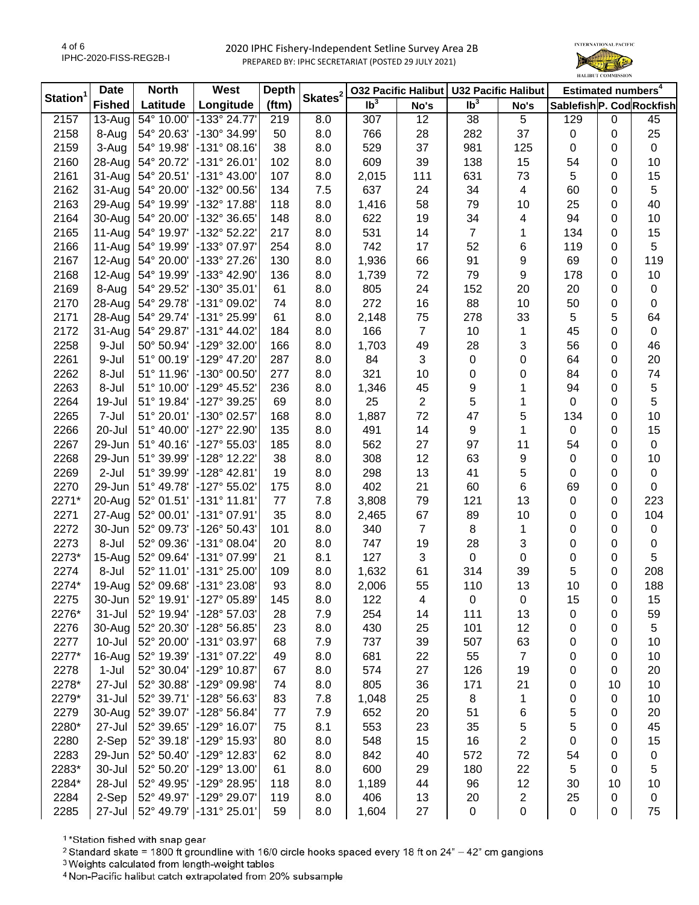# 2020 IPHC Fishery-Independent Setline Survey Area 2B

PREPARED BY: IPHC SECRETARIAT (POSTED 29 JULY 2021)

| Station[1] | Date Fished | North Latitude | West Longitude | Depth (ftm) | Skates[2] | O32 Pacific Halibut lb[3] | O32 Pacific Halibut No's | U32 Pacific Halibut lb[3] | U32 Pacific Halibut No's | Estimated numbers[4] Sablefish | Estimated numbers[4] P. Cod | Estimated numbers[4] Rockfish |
|---|---|---|---|---|---|---|---|---|---|---|---|---|
| 2157 | 13-Aug | 54° 10.00' | -133° 24.77' | 219 | 8.0 | 307 | 12 | 38 | 5 | 129 | 0 | 45 |
| 2158 | 8-Aug | 54° 20.63' | -130° 34.99' | 50 | 8.0 | 766 | 28 | 282 | 37 | 0 | 0 | 25 |
| 2159 | 3-Aug | 54° 19.98' | -131° 08.16' | 38 | 8.0 | 529 | 37 | 981 | 125 | 0 | 0 | 0 |
| 2160 | 28-Aug | 54° 20.72' | -131° 26.01' | 102 | 8.0 | 609 | 39 | 138 | 15 | 54 | 0 | 10 |
| 2161 | 31-Aug | 54° 20.51' | -131° 43.00' | 107 | 8.0 | 2,015 | 111 | 631 | 73 | 5 | 0 | 15 |
| 2162 | 31-Aug | 54° 20.00' | -132° 00.56' | 134 | 7.5 | 637 | 24 | 34 | 4 | 60 | 0 | 5 |
| 2163 | 29-Aug | 54° 19.99' | -132° 17.88' | 118 | 8.0 | 1,416 | 58 | 79 | 10 | 25 | 0 | 40 |
| 2164 | 30-Aug | 54° 20.00' | -132° 36.65' | 148 | 8.0 | 622 | 19 | 34 | 4 | 94 | 0 | 10 |
| 2165 | 11-Aug | 54° 19.97' | -132° 52.22' | 217 | 8.0 | 531 | 14 | 7 | 1 | 134 | 0 | 15 |
| 2166 | 11-Aug | 54° 19.99' | -133° 07.97' | 254 | 8.0 | 742 | 17 | 52 | 6 | 119 | 0 | 5 |
| 2167 | 12-Aug | 54° 20.00' | -133° 27.26' | 130 | 8.0 | 1,936 | 66 | 91 | 9 | 69 | 0 | 119 |
| 2168 | 12-Aug | 54° 19.99' | -133° 42.90' | 136 | 8.0 | 1,739 | 72 | 79 | 9 | 178 | 0 | 10 |
| 2169 | 8-Aug | 54° 29.52' | -130° 35.01' | 61 | 8.0 | 805 | 24 | 152 | 20 | 20 | 0 | 0 |
| 2170 | 28-Aug | 54° 29.78' | -131° 09.02' | 74 | 8.0 | 272 | 16 | 88 | 10 | 50 | 0 | 0 |
| 2171 | 28-Aug | 54° 29.74' | -131° 25.99' | 61 | 8.0 | 2,148 | 75 | 278 | 33 | 5 | 5 | 64 |
| 2172 | 31-Aug | 54° 29.87' | -131° 44.02' | 184 | 8.0 | 166 | 7 | 10 | 1 | 45 | 0 | 0 |
| 2258 | 9-Jul | 50° 50.94' | -129° 32.00' | 166 | 8.0 | 1,703 | 49 | 28 | 3 | 56 | 0 | 46 |
| 2261 | 9-Jul | 51° 00.19' | -129° 47.20' | 287 | 8.0 | 84 | 3 | 0 | 0 | 64 | 0 | 20 |
| 2262 | 8-Jul | 51° 11.96' | -130° 00.50' | 277 | 8.0 | 321 | 10 | 0 | 0 | 84 | 0 | 74 |
| 2263 | 8-Jul | 51° 10.00' | -129° 45.52' | 236 | 8.0 | 1,346 | 45 | 9 | 1 | 94 | 0 | 5 |
| 2264 | 19-Jul | 51° 19.84' | -127° 39.25' | 69 | 8.0 | 25 | 2 | 5 | 1 | 0 | 0 | 5 |
| 2265 | 7-Jul | 51° 20.01' | -130° 02.57' | 168 | 8.0 | 1,887 | 72 | 47 | 5 | 134 | 0 | 10 |
| 2266 | 20-Jul | 51° 40.00' | -127° 22.90' | 135 | 8.0 | 491 | 14 | 9 | 1 | 0 | 0 | 15 |
| 2267 | 29-Jun | 51° 40.16' | -127° 55.03' | 185 | 8.0 | 562 | 27 | 97 | 11 | 54 | 0 | 0 |
| 2268 | 29-Jun | 51° 39.99' | -128° 12.22' | 38 | 8.0 | 308 | 12 | 63 | 9 | 0 | 0 | 10 |
| 2269 | 2-Jul | 51° 39.99' | -128° 42.81' | 19 | 8.0 | 298 | 13 | 41 | 5 | 0 | 0 | 0 |
| 2270 | 29-Jun | 51° 49.78' | -127° 55.02' | 175 | 8.0 | 402 | 21 | 60 | 6 | 69 | 0 | 0 |
| 2271* | 20-Aug | 52° 01.51' | -131° 11.81' | 77 | 7.8 | 3,808 | 79 | 121 | 13 | 0 | 0 | 223 |
| 2271 | 27-Aug | 52° 00.01' | -131° 07.91' | 35 | 8.0 | 2,465 | 67 | 89 | 10 | 0 | 0 | 104 |
| 2272 | 30-Jun | 52° 09.73' | -126° 50.43' | 101 | 8.0 | 340 | 7 | 8 | 1 | 0 | 0 | 0 |
| 2273 | 8-Jul | 52° 09.36' | -131° 08.04' | 20 | 8.0 | 747 | 19 | 28 | 3 | 0 | 0 | 0 |
| 2273* | 15-Aug | 52° 09.64' | -131° 07.99' | 21 | 8.1 | 127 | 3 | 0 | 0 | 0 | 0 | 5 |
| 2274 | 8-Jul | 52° 11.01' | -131° 25.00' | 109 | 8.0 | 1,632 | 61 | 314 | 39 | 5 | 0 | 208 |
| 2274* | 19-Aug | 52° 09.68' | -131° 23.08' | 93 | 8.0 | 2,006 | 55 | 110 | 13 | 10 | 0 | 188 |
| 2275 | 30-Jun | 52° 19.91' | -127° 05.89' | 145 | 8.0 | 122 | 4 | 0 | 0 | 15 | 0 | 15 |
| 2276* | 31-Jul | 52° 19.94' | -128° 57.03' | 28 | 7.9 | 254 | 14 | 111 | 13 | 0 | 0 | 59 |
| 2276 | 30-Aug | 52° 20.30' | -128° 56.85' | 23 | 8.0 | 430 | 25 | 101 | 12 | 0 | 0 | 5 |
| 2277 | 10-Jul | 52° 20.00' | -131° 03.97' | 68 | 7.9 | 737 | 39 | 507 | 63 | 0 | 0 | 10 |
| 2277* | 16-Aug | 52° 19.39' | -131° 07.22' | 49 | 8.0 | 681 | 22 | 55 | 7 | 0 | 0 | 10 |
| 2278 | 1-Jul | 52° 30.04' | -129° 10.87' | 67 | 8.0 | 574 | 27 | 126 | 19 | 0 | 0 | 20 |
| 2278* | 27-Jul | 52° 30.88' | -129° 09.98' | 74 | 8.0 | 805 | 36 | 171 | 21 | 0 | 10 | 10 |
| 2279* | 31-Jul | 52° 39.71' | -128° 56.63' | 83 | 7.8 | 1,048 | 25 | 8 | 1 | 0 | 0 | 10 |
| 2279 | 30-Aug | 52° 39.07' | -128° 56.84' | 77 | 7.9 | 652 | 20 | 51 | 6 | 5 | 0 | 20 |
| 2280* | 27-Jul | 52° 39.65' | -129° 16.07' | 75 | 8.1 | 553 | 23 | 35 | 5 | 5 | 0 | 45 |
| 2280 | 2-Sep | 52° 39.18' | -129° 15.93' | 80 | 8.0 | 548 | 15 | 16 | 2 | 0 | 0 | 15 |
| 2283 | 29-Jun | 52° 50.40' | -129° 12.83' | 62 | 8.0 | 842 | 40 | 572 | 72 | 54 | 0 | 0 |
| 2283* | 30-Jul | 52° 50.20' | -129° 13.00' | 61 | 8.0 | 600 | 29 | 180 | 22 | 5 | 0 | 5 |
| 2284* | 28-Jul | 52° 49.95' | -129° 28.95' | 118 | 8.0 | 1,189 | 44 | 96 | 12 | 30 | 10 | 10 |
| 2284 | 2-Sep | 52° 49.97' | -129° 29.07' | 119 | 8.0 | 406 | 13 | 20 | 2 | 25 | 0 | 0 |
| 2285 | 27-Jul | 52° 49.79' | -131° 25.01' | 59 | 8.0 | 1,604 | 27 | 0 | 0 | 0 | 0 | 75 |

[1] *Station fished with snap gear

[2] Standard skate = 1800 ft groundline with 16/0 circle hooks spaced every 18 ft on 24" – 42" cm gangions

[3] Weights calculated from length-weight tables

[4] Non-Pacific halibut catch extrapolated from 20% subsample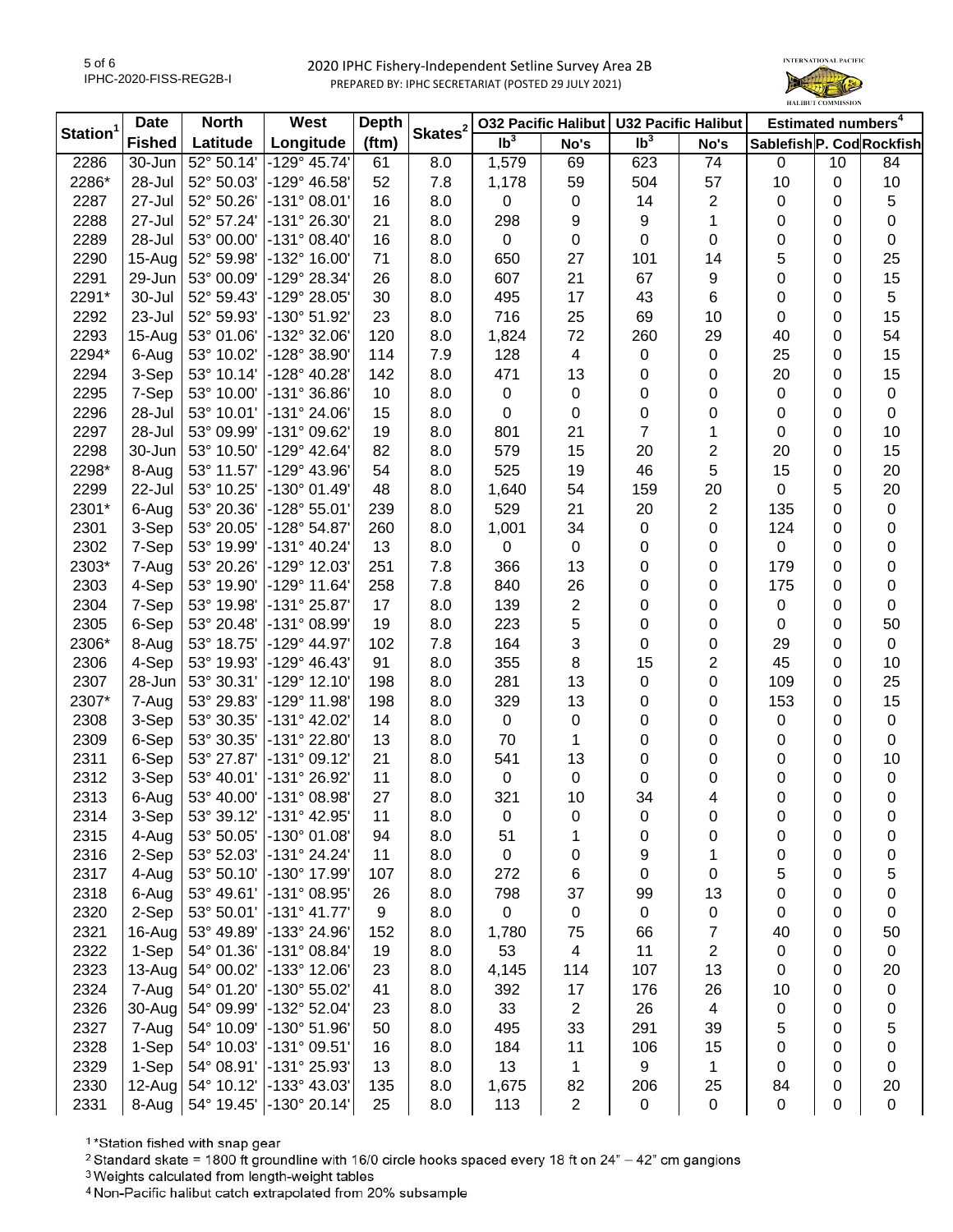# 2020 IPHC Fishery-Independent Setline Survey Area 2B

PREPARED BY: IPHC SECRETARIAT (POSTED 29 JULY 2021)

IPHC-2020-FISS-REG2B-I

| Station[1] | Date | North | West | Depth | Skates[2] | O32 Pacific Halibut | | U32 Pacific Halibut | | Estimated numbers[4] | | |
|---|---|---|---|---|---|---|---|---|---|---|---|---|
| | Fished | Latitude | Longitude | (ftm) | | lb[3] | No's | lb[3] | No's | Sablefish | P. Cod | Rockfish |
| 2286 | 30-Jun | 52° 50.14' | -129° 45.74' | 61 | 8.0 | 1,579 | 69 | 623 | 74 | 0 | 10 | 84 |
| 2286* | 28-Jul | 52° 50.03' | -129° 46.58' | 52 | 7.8 | 1,178 | 59 | 504 | 57 | 10 | 0 | 10 |
| 2287 | 27-Jul | 52° 50.26' | -131° 08.01' | 16 | 8.0 | 0 | 0 | 14 | 2 | 0 | 0 | 5 |
| 2288 | 27-Jul | 52° 57.24' | -131° 26.30' | 21 | 8.0 | 298 | 9 | 9 | 1 | 0 | 0 | 0 |
| 2289 | 28-Jul | 53° 00.00' | -131° 08.40' | 16 | 8.0 | 0 | 0 | 0 | 0 | 0 | 0 | 0 |
| 2290 | 15-Aug | 52° 59.98' | -132° 16.00' | 71 | 8.0 | 650 | 27 | 101 | 14 | 5 | 0 | 25 |
| 2291 | 29-Jun | 53° 00.09' | -129° 28.34' | 26 | 8.0 | 607 | 21 | 67 | 9 | 0 | 0 | 15 |
| 2291* | 30-Jul | 52° 59.43' | -129° 28.05' | 30 | 8.0 | 495 | 17 | 43 | 6 | 0 | 0 | 5 |
| 2292 | 23-Jul | 52° 59.93' | -130° 51.92' | 23 | 8.0 | 716 | 25 | 69 | 10 | 0 | 0 | 15 |
| 2293 | 15-Aug | 53° 01.06' | -132° 32.06' | 120 | 8.0 | 1,824 | 72 | 260 | 29 | 40 | 0 | 54 |
| 2294* | 6-Aug | 53° 10.02' | -128° 38.90' | 114 | 7.9 | 128 | 4 | 0 | 0 | 25 | 0 | 15 |
| 2294 | 3-Sep | 53° 10.14' | -128° 40.28' | 142 | 8.0 | 471 | 13 | 0 | 0 | 20 | 0 | 15 |
| 2295 | 7-Sep | 53° 10.00' | -131° 36.86' | 10 | 8.0 | 0 | 0 | 0 | 0 | 0 | 0 | 0 |
| 2296 | 28-Jul | 53° 10.01' | -131° 24.06' | 15 | 8.0 | 0 | 0 | 0 | 0 | 0 | 0 | 0 |
| 2297 | 28-Jul | 53° 09.99' | -131° 09.62' | 19 | 8.0 | 801 | 21 | 7 | 1 | 0 | 0 | 10 |
| 2298 | 30-Jun | 53° 10.50' | -129° 42.64' | 82 | 8.0 | 579 | 15 | 20 | 2 | 20 | 0 | 15 |
| 2298* | 8-Aug | 53° 11.57' | -129° 43.96' | 54 | 8.0 | 525 | 19 | 46 | 5 | 15 | 0 | 20 |
| 2299 | 22-Jul | 53° 10.25' | -130° 01.49' | 48 | 8.0 | 1,640 | 54 | 159 | 20 | 0 | 5 | 20 |
| 2301* | 6-Aug | 53° 20.36' | -128° 55.01' | 239 | 8.0 | 529 | 21 | 20 | 2 | 135 | 0 | 0 |
| 2301 | 3-Sep | 53° 20.05' | -128° 54.87' | 260 | 8.0 | 1,001 | 34 | 0 | 0 | 124 | 0 | 0 |
| 2302 | 7-Sep | 53° 19.99' | -131° 40.24' | 13 | 8.0 | 0 | 0 | 0 | 0 | 0 | 0 | 0 |
| 2303* | 7-Aug | 53° 20.26' | -129° 12.03' | 251 | 7.8 | 366 | 13 | 0 | 0 | 179 | 0 | 0 |
| 2303 | 4-Sep | 53° 19.90' | -129° 11.64' | 258 | 7.8 | 840 | 26 | 0 | 0 | 175 | 0 | 0 |
| 2304 | 7-Sep | 53° 19.98' | -131° 25.87' | 17 | 8.0 | 139 | 2 | 0 | 0 | 0 | 0 | 0 |
| 2305 | 6-Sep | 53° 20.48' | -131° 08.99' | 19 | 8.0 | 223 | 5 | 0 | 0 | 0 | 0 | 50 |
| 2306* | 8-Aug | 53° 18.75' | -129° 44.97' | 102 | 7.8 | 164 | 3 | 0 | 0 | 29 | 0 | 0 |
| 2306 | 4-Sep | 53° 19.93' | -129° 46.43' | 91 | 8.0 | 355 | 8 | 15 | 2 | 45 | 0 | 10 |
| 2307 | 28-Jun | 53° 30.31' | -129° 12.10' | 198 | 8.0 | 281 | 13 | 0 | 0 | 109 | 0 | 25 |
| 2307* | 7-Aug | 53° 29.83' | -129° 11.98' | 198 | 8.0 | 329 | 13 | 0 | 0 | 153 | 0 | 15 |
| 2308 | 3-Sep | 53° 30.35' | -131° 42.02' | 14 | 8.0 | 0 | 0 | 0 | 0 | 0 | 0 | 0 |
| 2309 | 6-Sep | 53° 30.35' | -131° 22.80' | 13 | 8.0 | 70 | 1 | 0 | 0 | 0 | 0 | 0 |
| 2311 | 6-Sep | 53° 27.87' | -131° 09.12' | 21 | 8.0 | 541 | 13 | 0 | 0 | 0 | 0 | 10 |
| 2312 | 3-Sep | 53° 40.01' | -131° 26.92' | 11 | 8.0 | 0 | 0 | 0 | 0 | 0 | 0 | 0 |
| 2313 | 6-Aug | 53° 40.00' | -131° 08.98' | 27 | 8.0 | 321 | 10 | 34 | 4 | 0 | 0 | 0 |
| 2314 | 3-Sep | 53° 39.12' | -131° 42.95' | 11 | 8.0 | 0 | 0 | 0 | 0 | 0 | 0 | 0 |
| 2315 | 4-Aug | 53° 50.05' | -130° 01.08' | 94 | 8.0 | 51 | 1 | 0 | 0 | 0 | 0 | 0 |
| 2316 | 2-Sep | 53° 52.03' | -131° 24.24' | 11 | 8.0 | 0 | 0 | 9 | 1 | 0 | 0 | 0 |
| 2317 | 4-Aug | 53° 50.10' | -130° 17.99' | 107 | 8.0 | 272 | 6 | 0 | 0 | 5 | 0 | 5 |
| 2318 | 6-Aug | 53° 49.61' | -131° 08.95' | 26 | 8.0 | 798 | 37 | 99 | 13 | 0 | 0 | 0 |
| 2320 | 2-Sep | 53° 50.01' | -131° 41.77' | 9 | 8.0 | 0 | 0 | 0 | 0 | 0 | 0 | 0 |
| 2321 | 16-Aug | 53° 49.89' | -133° 24.96' | 152 | 8.0 | 1,780 | 75 | 66 | 7 | 40 | 0 | 50 |
| 2322 | 1-Sep | 54° 01.36' | -131° 08.84' | 19 | 8.0 | 53 | 4 | 11 | 2 | 0 | 0 | 0 |
| 2323 | 13-Aug | 54° 00.02' | -133° 12.06' | 23 | 8.0 | 4,145 | 114 | 107 | 13 | 0 | 0 | 20 |
| 2324 | 7-Aug | 54° 01.20' | -130° 55.02' | 41 | 8.0 | 392 | 17 | 176 | 26 | 10 | 0 | 0 |
| 2326 | 30-Aug | 54° 09.99' | -132° 52.04' | 23 | 8.0 | 33 | 2 | 26 | 4 | 0 | 0 | 0 |
| 2327 | 7-Aug | 54° 10.09' | -130° 51.96' | 50 | 8.0 | 495 | 33 | 291 | 39 | 5 | 0 | 5 |
| 2328 | 1-Sep | 54° 10.03' | -131° 09.51' | 16 | 8.0 | 184 | 11 | 106 | 15 | 0 | 0 | 0 |
| 2329 | 1-Sep | 54° 08.91' | -131° 25.93' | 13 | 8.0 | 13 | 1 | 9 | 1 | 0 | 0 | 0 |
| 2330 | 12-Aug | 54° 10.12' | -133° 43.03' | 135 | 8.0 | 1,675 | 82 | 206 | 25 | 84 | 0 | 20 |
| 2331 | 8-Aug | 54° 19.45' | -130° 20.14' | 25 | 8.0 | 113 | 2 | 0 | 0 | 0 | 0 | 0 |

[1] *Station fished with snap gear

[2] Standard skate = 1800 ft groundline with 16/0 circle hooks spaced every 18 ft on 24" – 42" cm gangions

[3] Weights calculated from length-weight tables

[4] Non-Pacific halibut catch extrapolated from 20% subsample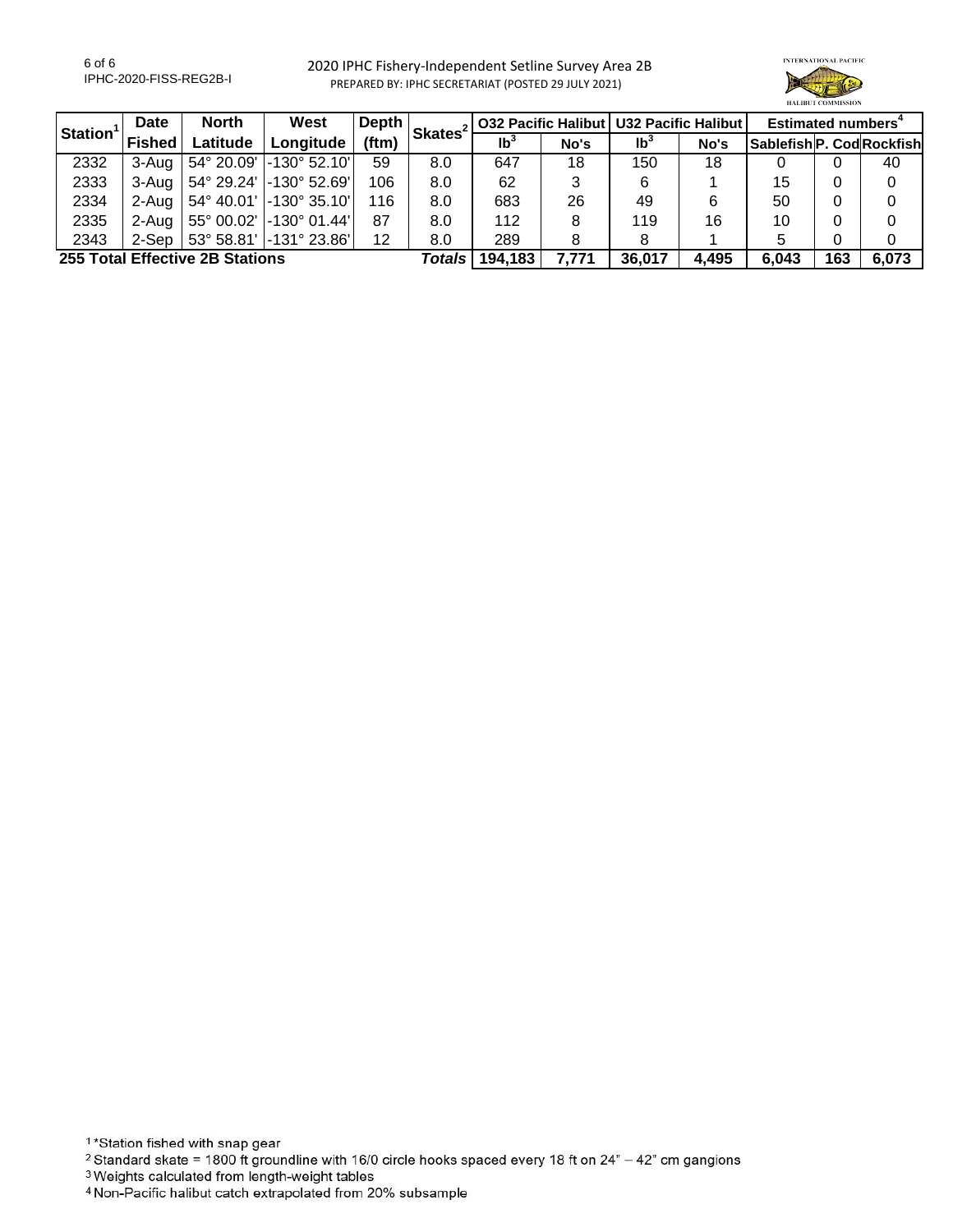| Station[1] | Date Fished | North Latitude | West Longitude | Depth (ftm) | Skates[2] | O32 Pacific Halibut | | U32 Pacific Halibut | | Estimated numbers[4] | | |
|---|---|---|---|---|---|---|---|---|---|---|---|---|
| | | | | | | lb[3] | No's | lb[3] | No's | Sablefish | P. Cod | Rockfish |
| 2332 | 3-Aug | 54° 20.09' | -130° 52.10' | 59 | 8.0 | 647 | 18 | 150 | 18 | 0 | 0 | 40 |
| 2333 | 3-Aug | 54° 29.24' | -130° 52.69' | 106 | 8.0 | 62 | 3 | 6 | 1 | 15 | 0 | 0 |
| 2334 | 2-Aug | 54° 40.01' | -130° 35.10' | 116 | 8.0 | 683 | 26 | 49 | 6 | 50 | 0 | 0 |
| 2335 | 2-Aug | 55° 00.02' | -130° 01.44' | 87 | 8.0 | 112 | 8 | 119 | 16 | 10 | 0 | 0 |
| 2343 | 2-Sep | 53° 58.81' | -131° 23.86' | 12 | 8.0 | 289 | 8 | 8 | 1 | 5 | 0 | 0 |
| **255 Total Effective 2B Stations** | | | | | ***Totals*** | **194,183** | **7,771** | **36,017** | **4,495** | **6,043** | **163** | **6,073** |

[1] *Station fished with snap gear

[2] Standard skate = 1800 ft groundline with 16/0 circle hooks spaced every 18 ft on 24" – 42" cm gangions

[3] Weights calculated from length-weight tables

[4] Non-Pacific halibut catch extrapolated from 20% subsample